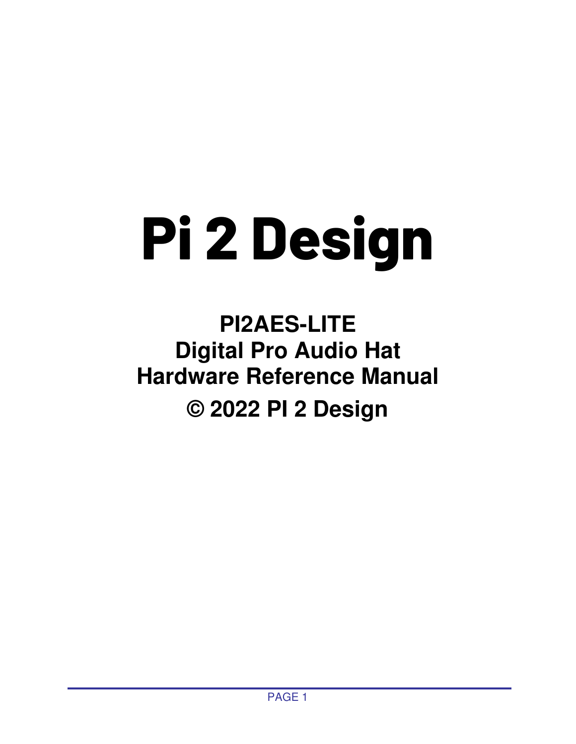# Pi 2 Design

**PI2AES-LITE**
**Digital Pro Audio Hat**
**Hardware Reference Manual**
**© 2022 PI 2 Design**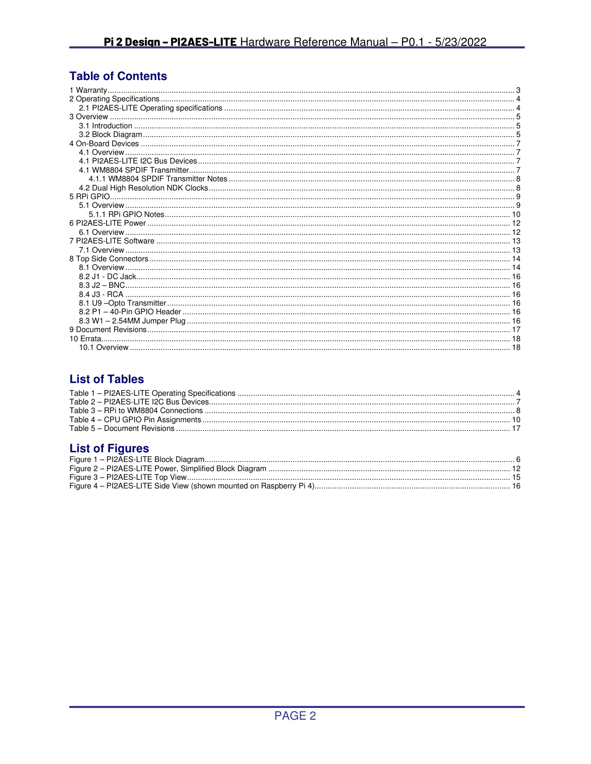## Table of Contents

1 Warranty ........ 3
2 Operating Specifications ........ 4
  2.1 PI2AES-LITE Operating specifications ........ 4
3 Overview ........ 5
  3.1 Introduction ........ 5
  3.2 Block Diagram ........ 5
4 On-Board Devices ........ 7
  4.1 Overview ........ 7
  4.1 PI2AES-LITE I2C Bus Devices ........ 7
  4.1 WM8804 SPDIF Transmitter ........ 7
    4.1.1 WM8804 SPDIF Transmitter Notes ........ 8
  4.2 Dual High Resolution NDK Clocks ........ 8
5 RPi GPIO ........ 9
  5.1 Overview ........ 9
    5.1.1 RPi GPIO Notes ........ 10
6 PI2AES-LITE Power ........ 12
  6.1 Overview ........ 12
7 PI2AES-LITE Software ........ 13
  7.1 Overview ........ 13
8 Top Side Connectors ........ 14
  8.1 Overview ........ 14
  8.2 J1 - DC Jack ........ 16
  8.3 J2 – BNC ........ 16
  8.4 J3 - RCA ........ 16
  8.1 U9 –Opto Transmitter ........ 16
  8.2 P1 – 40-Pin GPIO Header ........ 16
  8.3 W1 – 2.54MM Jumper Plug ........ 16
9 Document Revisions ........ 17
10 Errata ........ 18
  10.1 Overview ........ 18

## List of Tables

Table 1 – PI2AES-LITE Operating Specifications ........ 4
Table 2 – PI2AES-LITE I2C Bus Devices ........ 7
Table 3 – RPi to WM8804 Connections ........ 8
Table 4 – CPU GPIO Pin Assignments ........ 10
Table 5 – Document Revisions ........ 17

## List of Figures

Figure 1 – PI2AES-LITE Block Diagram ........ 6
Figure 2 – PI2AES-LITE Power, Simplified Block Diagram ........ 12
Figure 3 – PI2AES-LITE Top View ........ 15
Figure 4 – PI2AES-LITE Side View (shown mounted on Raspberry Pi 4) ........ 16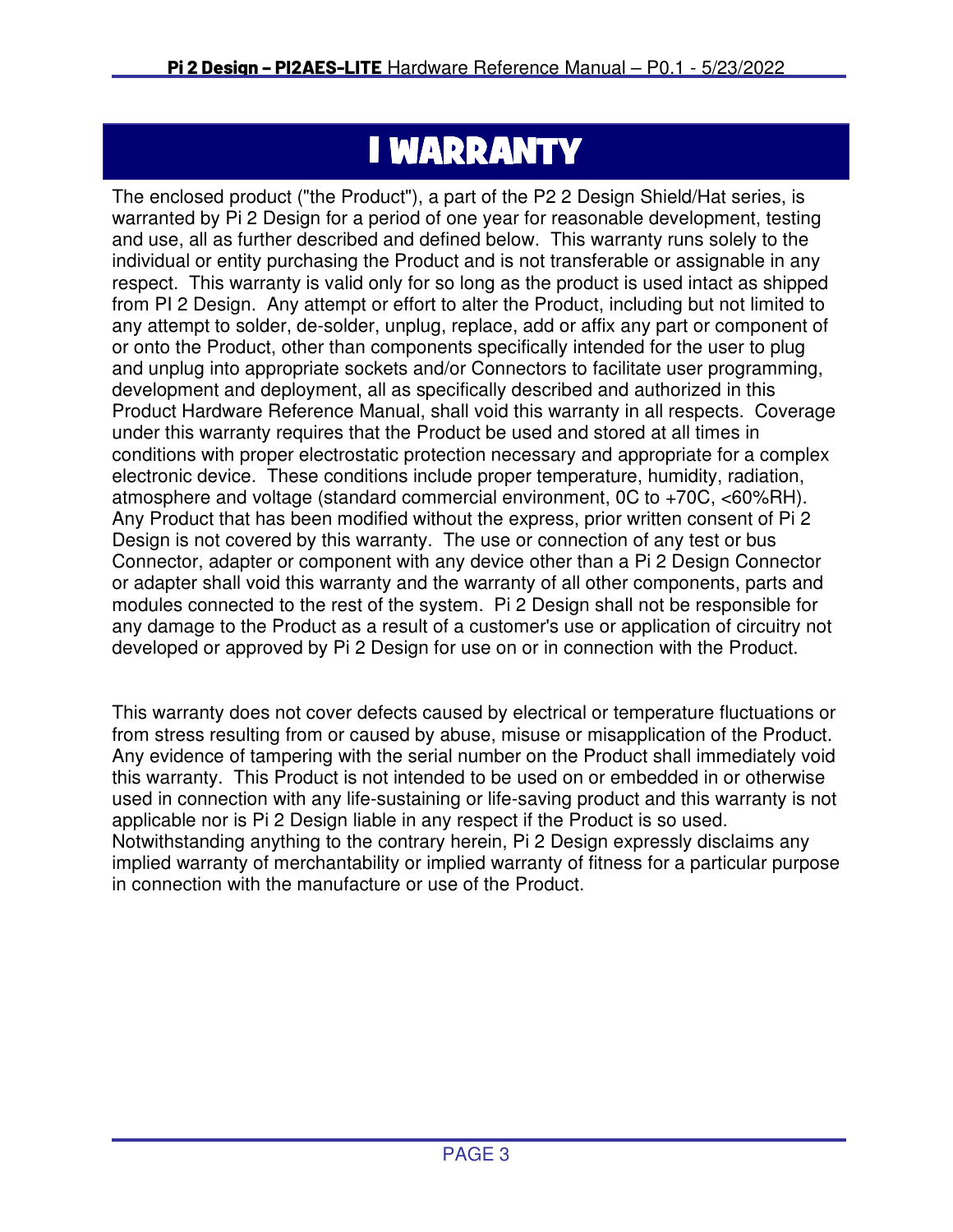# I WARRANTY

The enclosed product ("the Product"), a part of the P2 2 Design Shield/Hat series, is warranted by Pi 2 Design for a period of one year for reasonable development, testing and use, all as further described and defined below. This warranty runs solely to the individual or entity purchasing the Product and is not transferable or assignable in any respect. This warranty is valid only for so long as the product is used intact as shipped from PI 2 Design. Any attempt or effort to alter the Product, including but not limited to any attempt to solder, de-solder, unplug, replace, add or affix any part or component of or onto the Product, other than components specifically intended for the user to plug and unplug into appropriate sockets and/or Connectors to facilitate user programming, development and deployment, all as specifically described and authorized in this Product Hardware Reference Manual, shall void this warranty in all respects. Coverage under this warranty requires that the Product be used and stored at all times in conditions with proper electrostatic protection necessary and appropriate for a complex electronic device. These conditions include proper temperature, humidity, radiation, atmosphere and voltage (standard commercial environment, 0C to +70C, <60%RH). Any Product that has been modified without the express, prior written consent of Pi 2 Design is not covered by this warranty. The use or connection of any test or bus Connector, adapter or component with any device other than a Pi 2 Design Connector or adapter shall void this warranty and the warranty of all other components, parts and modules connected to the rest of the system. Pi 2 Design shall not be responsible for any damage to the Product as a result of a customer's use or application of circuitry not developed or approved by Pi 2 Design for use on or in connection with the Product.

This warranty does not cover defects caused by electrical or temperature fluctuations or from stress resulting from or caused by abuse, misuse or misapplication of the Product. Any evidence of tampering with the serial number on the Product shall immediately void this warranty. This Product is not intended to be used on or embedded in or otherwise used in connection with any life-sustaining or life-saving product and this warranty is not applicable nor is Pi 2 Design liable in any respect if the Product is so used. Notwithstanding anything to the contrary herein, Pi 2 Design expressly disclaims any implied warranty of merchantability or implied warranty of fitness for a particular purpose in connection with the manufacture or use of the Product.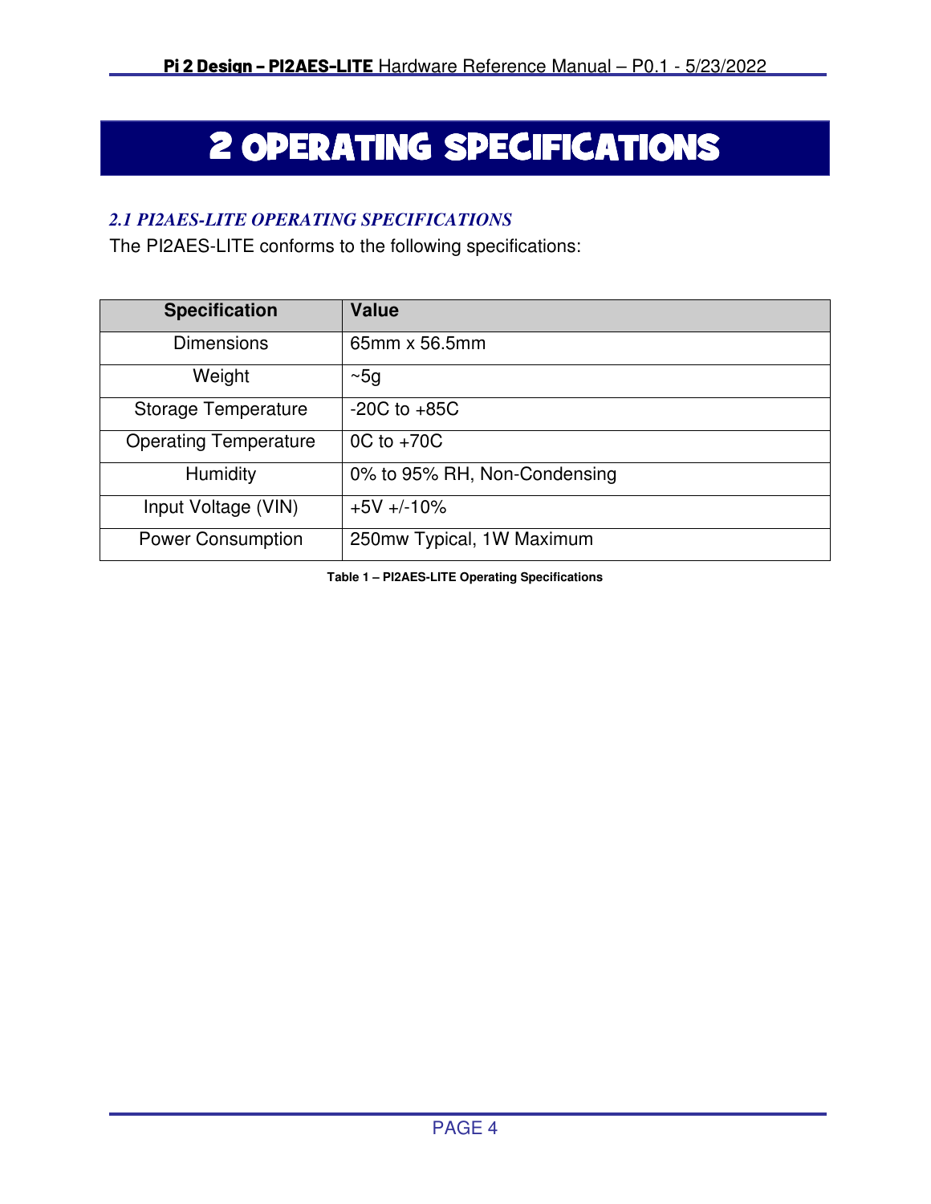# 2 OPERATING SPECIFICATIONS

### *2.1 PI2AES-LITE OPERATING SPECIFICATIONS*

The PI2AES-LITE conforms to the following specifications:

| Specification | Value |
| --- | --- |
| Dimensions | 65mm x 56.5mm |
| Weight | ~5g |
| Storage Temperature | -20C to +85C |
| Operating Temperature | 0C to +70C |
| Humidity | 0% to 95% RH, Non-Condensing |
| Input Voltage (VIN) | +5V +/-10% |
| Power Consumption | 250mw Typical, 1W Maximum |

**Table 1 – PI2AES-LITE Operating Specifications**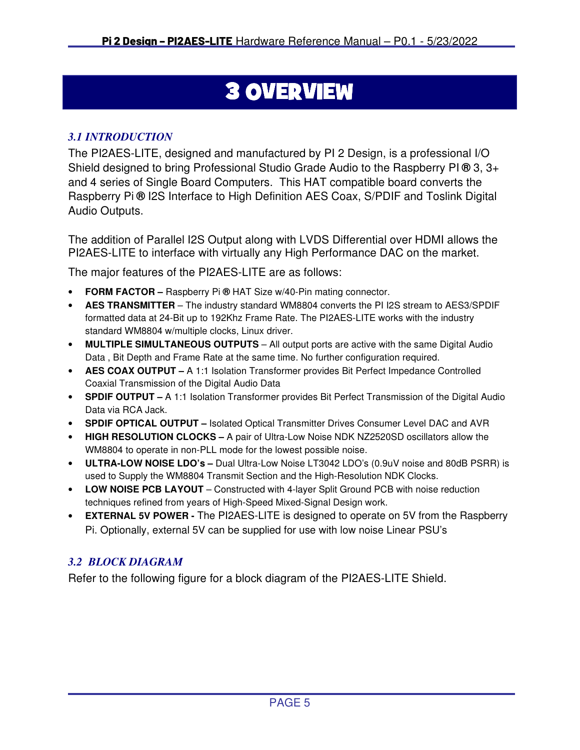# 3 OVERVIEW

### *3.1 INTRODUCTION*

The PI2AES-LITE, designed and manufactured by PI 2 Design, is a professional I/O Shield designed to bring Professional Studio Grade Audio to the Raspberry PI ® 3, 3+ and 4 series of Single Board Computers. This HAT compatible board converts the Raspberry Pi ® I2S Interface to High Definition AES Coax, S/PDIF and Toslink Digital Audio Outputs.

The addition of Parallel I2S Output along with LVDS Differential over HDMI allows the PI2AES-LITE to interface with virtually any High Performance DAC on the market.

The major features of the PI2AES-LITE are as follows:

- **FORM FACTOR –** Raspberry Pi ® HAT Size w/40-Pin mating connector.
- **AES TRANSMITTER** – The industry standard WM8804 converts the PI I2S stream to AES3/SPDIF formatted data at 24-Bit up to 192Khz Frame Rate. The PI2AES-LITE works with the industry standard WM8804 w/multiple clocks, Linux driver.
- **MULTIPLE SIMULTANEOUS OUTPUTS** – All output ports are active with the same Digital Audio Data , Bit Depth and Frame Rate at the same time. No further configuration required.
- **AES COAX OUTPUT –** A 1:1 Isolation Transformer provides Bit Perfect Impedance Controlled Coaxial Transmission of the Digital Audio Data
- **SPDIF OUTPUT –** A 1:1 Isolation Transformer provides Bit Perfect Transmission of the Digital Audio Data via RCA Jack.
- **SPDIF OPTICAL OUTPUT –** Isolated Optical Transmitter Drives Consumer Level DAC and AVR
- **HIGH RESOLUTION CLOCKS –** A pair of Ultra-Low Noise NDK NZ2520SD oscillators allow the WM8804 to operate in non-PLL mode for the lowest possible noise.
- **ULTRA-LOW NOISE LDO's –** Dual Ultra-Low Noise LT3042 LDO's (0.9uV noise and 80dB PSRR) is used to Supply the WM8804 Transmit Section and the High-Resolution NDK Clocks.
- **LOW NOISE PCB LAYOUT** – Constructed with 4-layer Split Ground PCB with noise reduction techniques refined from years of High-Speed Mixed-Signal Design work.
- **EXTERNAL 5V POWER -** The PI2AES-LITE is designed to operate on 5V from the Raspberry Pi. Optionally, external 5V can be supplied for use with low noise Linear PSU's

### *3.2 BLOCK DIAGRAM*

Refer to the following figure for a block diagram of the PI2AES-LITE Shield.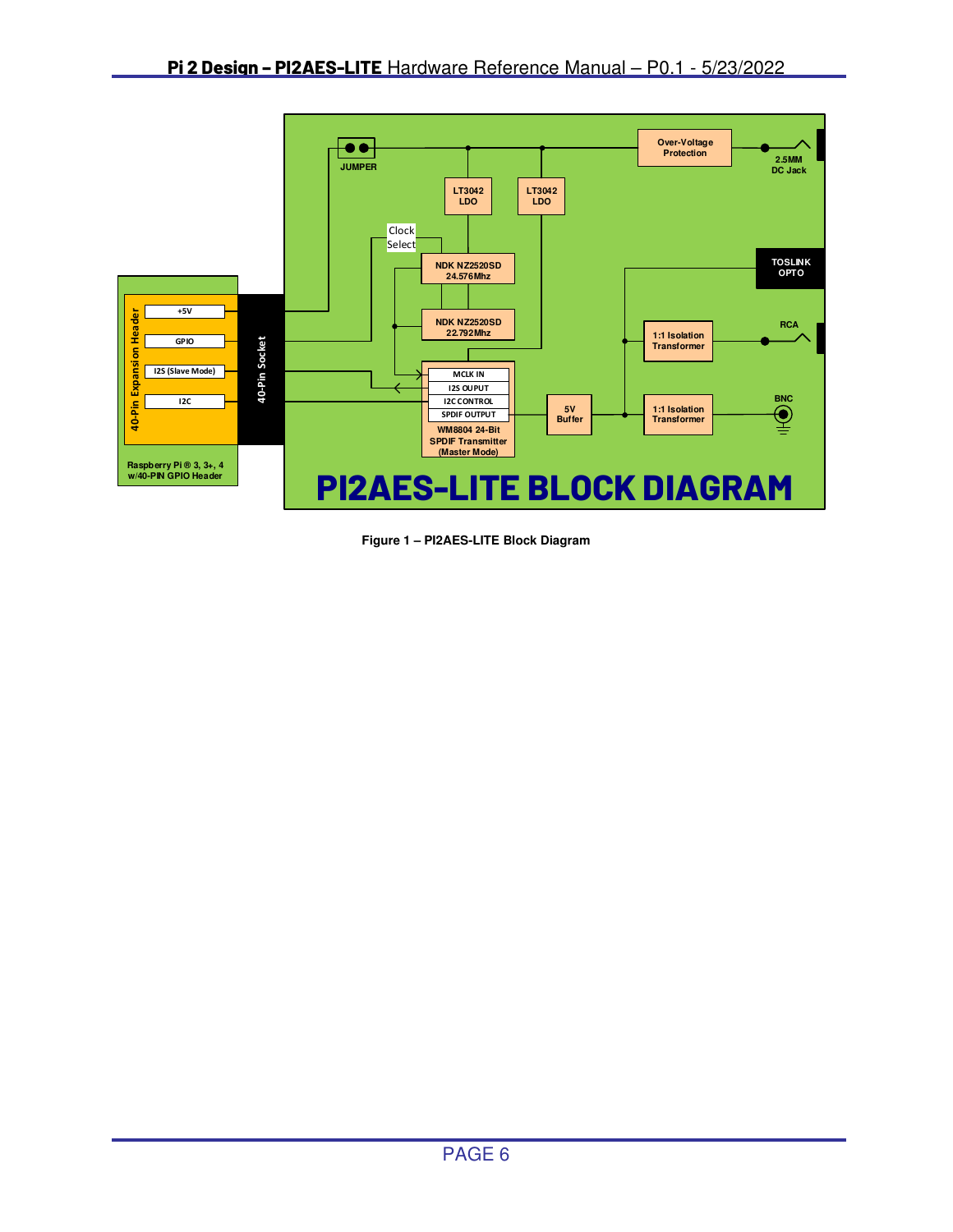Figure 1 – PI2AES-LITE Block Diagram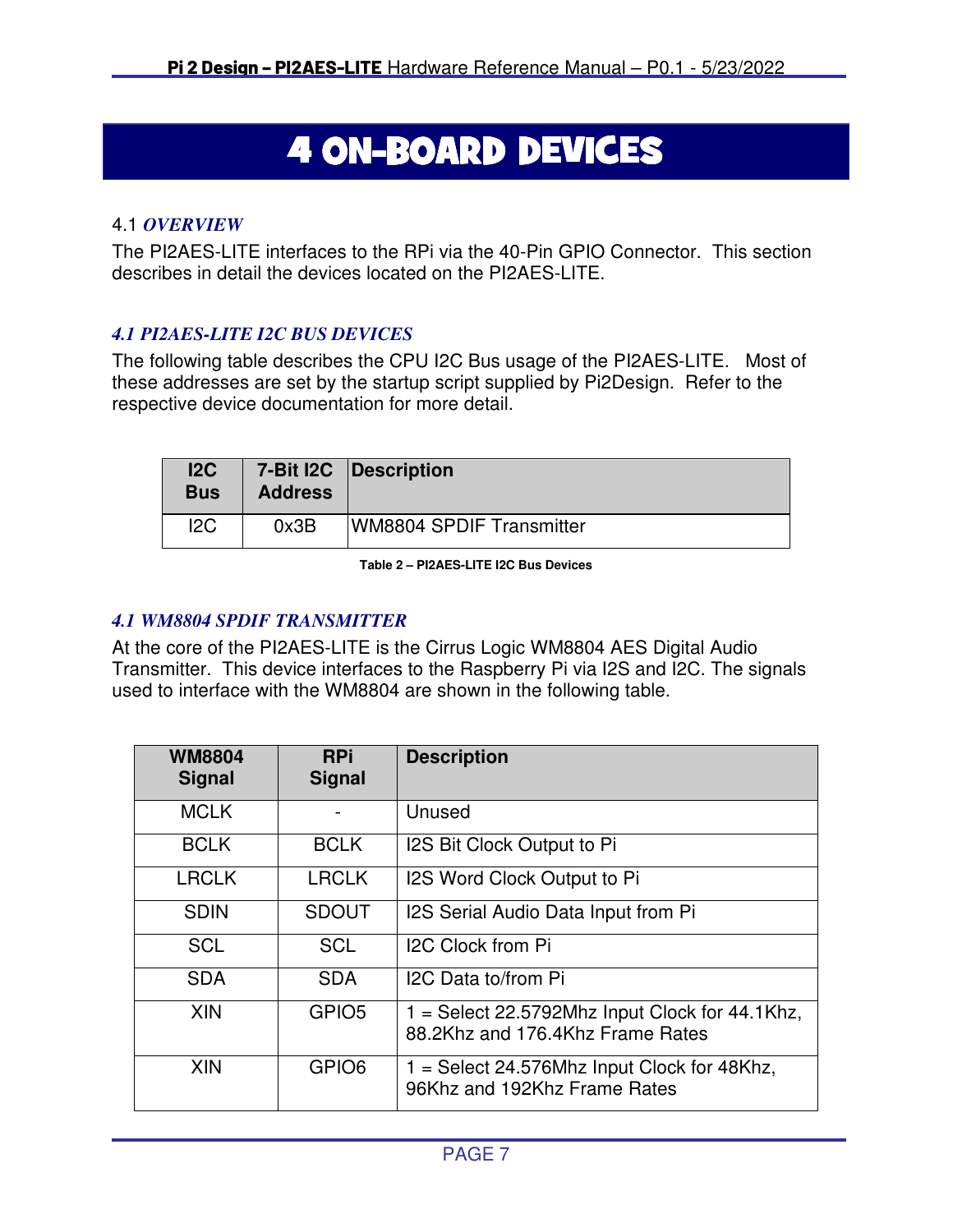# 4 ON-BOARD DEVICES

## 4.1 *OVERVIEW*

The PI2AES-LITE interfaces to the RPi via the 40-Pin GPIO Connector. This section describes in detail the devices located on the PI2AES-LITE.

## *4.1 PI2AES-LITE I2C BUS DEVICES*

The following table describes the CPU I2C Bus usage of the PI2AES-LITE. Most of these addresses are set by the startup script supplied by Pi2Design. Refer to the respective device documentation for more detail.

| I2C Bus | 7-Bit I2C Address | Description |
|---|---|---|
| I2C | 0x3B | WM8804 SPDIF Transmitter |

**Table 2 – PI2AES-LITE I2C Bus Devices**

## *4.1 WM8804 SPDIF TRANSMITTER*

At the core of the PI2AES-LITE is the Cirrus Logic WM8804 AES Digital Audio Transmitter. This device interfaces to the Raspberry Pi via I2S and I2C. The signals used to interface with the WM8804 are shown in the following table.

| WM8804 Signal | RPi Signal | Description |
|---|---|---|
| MCLK | - | Unused |
| BCLK | BCLK | I2S Bit Clock Output to Pi |
| LRCLK | LRCLK | I2S Word Clock Output to Pi |
| SDIN | SDOUT | I2S Serial Audio Data Input from Pi |
| SCL | SCL | I2C Clock from Pi |
| SDA | SDA | I2C Data to/from Pi |
| XIN | GPIO5 | 1 = Select 22.5792Mhz Input Clock for 44.1Khz, 88.2Khz and 176.4Khz Frame Rates |
| XIN | GPIO6 | 1 = Select 24.576Mhz Input Clock for 48Khz, 96Khz and 192Khz Frame Rates |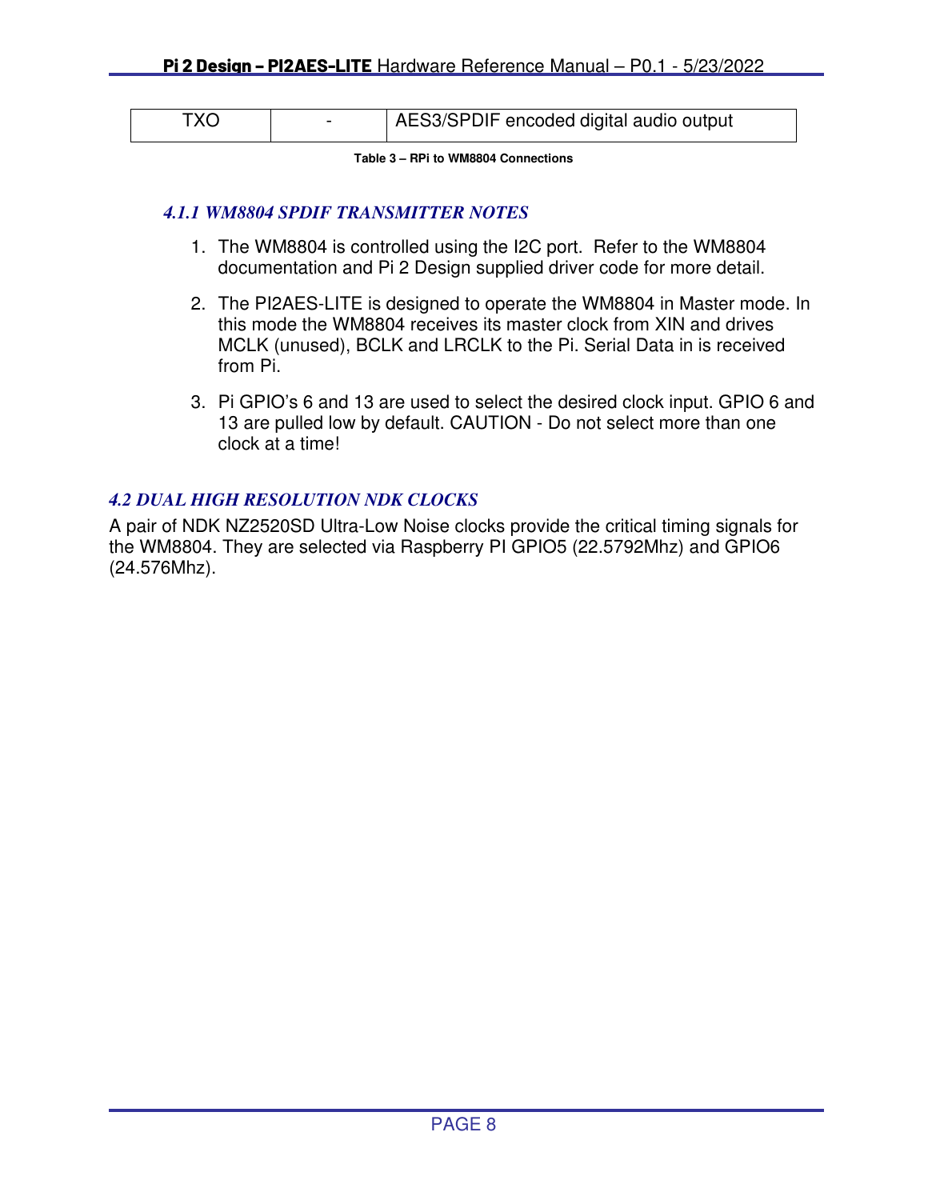| TXO | - | AES3/SPDIF encoded digital audio output |
|---|---|---|

**Table 3 – RPi to WM8804 Connections**

### *4.1.1 WM8804 SPDIF TRANSMITTER NOTES*

1. The WM8804 is controlled using the I2C port. Refer to the WM8804 documentation and Pi 2 Design supplied driver code for more detail.
2. The PI2AES-LITE is designed to operate the WM8804 in Master mode. In this mode the WM8804 receives its master clock from XIN and drives MCLK (unused), BCLK and LRCLK to the Pi. Serial Data in is received from Pi.
3. Pi GPIO's 6 and 13 are used to select the desired clock input. GPIO 6 and 13 are pulled low by default. CAUTION - Do not select more than one clock at a time!

## *4.2 DUAL HIGH RESOLUTION NDK CLOCKS*

A pair of NDK NZ2520SD Ultra-Low Noise clocks provide the critical timing signals for the WM8804. They are selected via Raspberry PI GPIO5 (22.5792Mhz) and GPIO6 (24.576Mhz).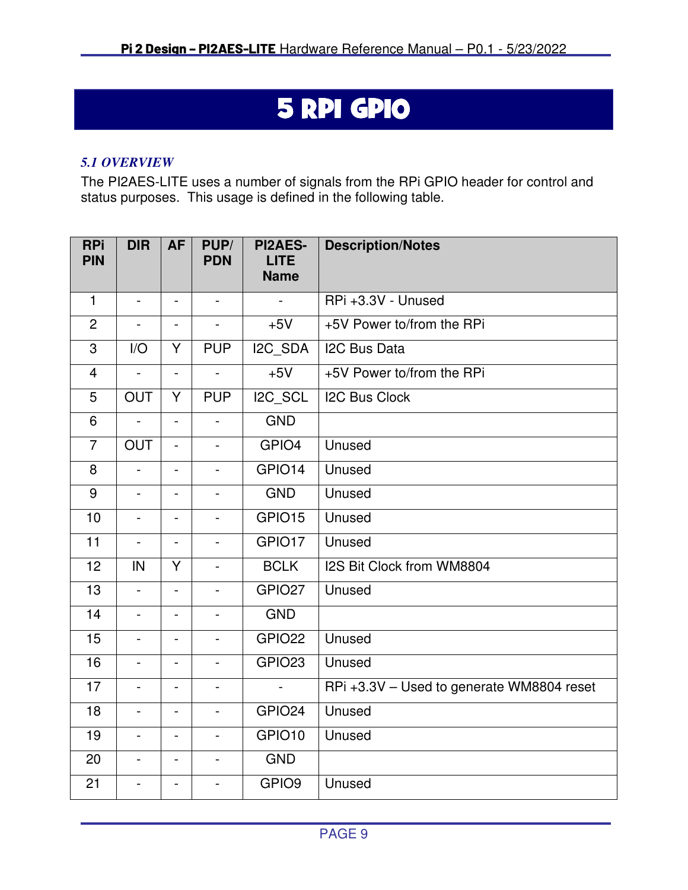# 5 RPI GPIO

## 5.1 OVERVIEW

The PI2AES-LITE uses a number of signals from the RPi GPIO header for control and status purposes. This usage is defined in the following table.

| RPi PIN | DIR | AF | PUP/ PDN | PI2AES-LITE Name | Description/Notes |
|---|---|---|---|---|---|
| 1 | - | - | - | - | RPi +3.3V - Unused |
| 2 | - | - | - | +5V | +5V Power to/from the RPi |
| 3 | I/O | Y | PUP | I2C_SDA | I2C Bus Data |
| 4 | - | - | - | +5V | +5V Power to/from the RPi |
| 5 | OUT | Y | PUP | I2C_SCL | I2C Bus Clock |
| 6 | - | - | - | GND | |
| 7 | OUT | - | - | GPIO4 | Unused |
| 8 | - | - | - | GPIO14 | Unused |
| 9 | - | - | - | GND | Unused |
| 10 | - | - | - | GPIO15 | Unused |
| 11 | - | - | - | GPIO17 | Unused |
| 12 | IN | Y | - | BCLK | I2S Bit Clock from WM8804 |
| 13 | - | - | - | GPIO27 | Unused |
| 14 | - | - | - | GND | |
| 15 | - | - | - | GPIO22 | Unused |
| 16 | - | - | - | GPIO23 | Unused |
| 17 | - | - | - | - | RPi +3.3V – Used to generate WM8804 reset |
| 18 | - | - | - | GPIO24 | Unused |
| 19 | - | - | - | GPIO10 | Unused |
| 20 | - | - | - | GND | |
| 21 | - | - | - | GPIO9 | Unused |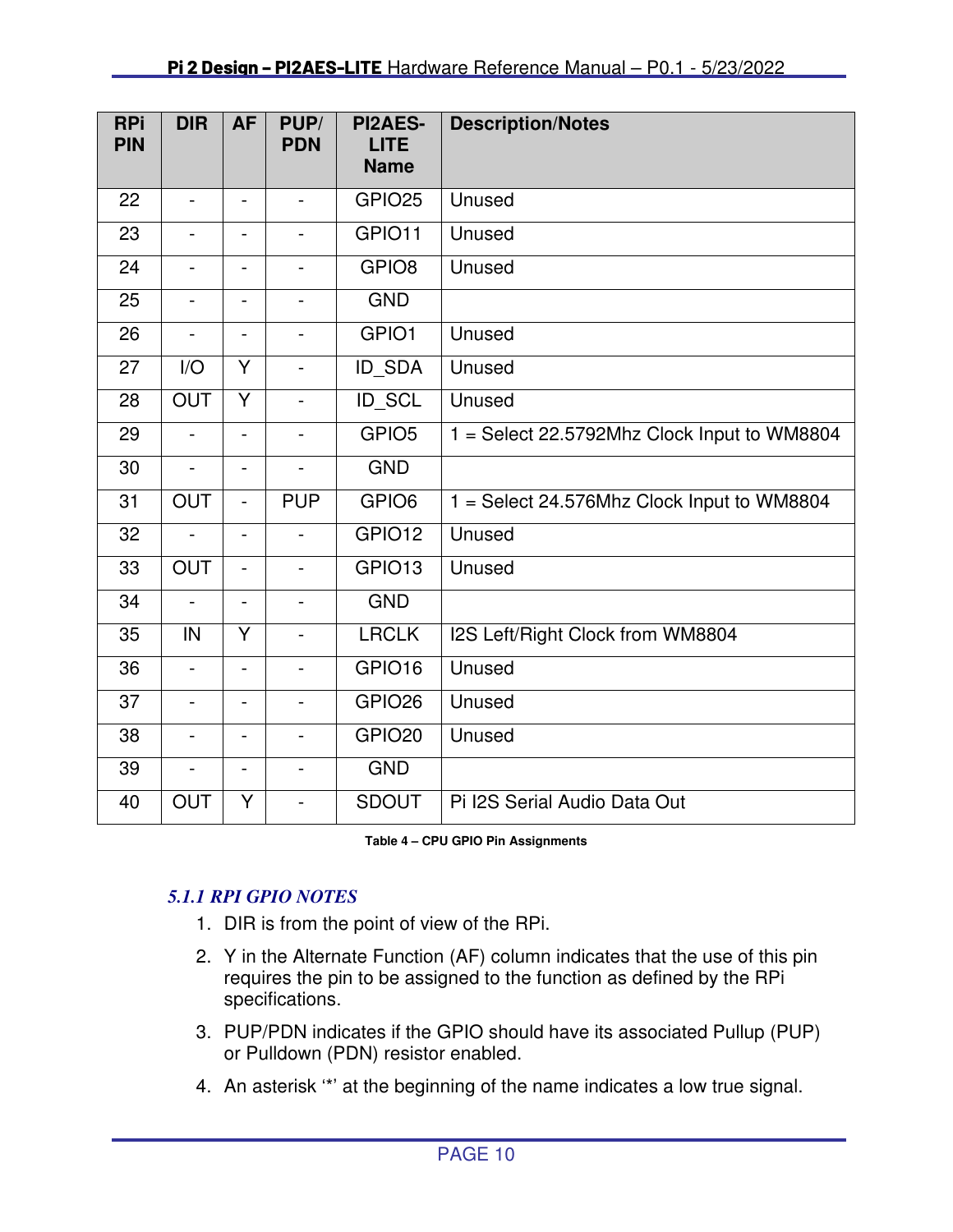| RPi PIN | DIR | AF | PUP/ PDN | PI2AES-LITE Name | Description/Notes |
|---|---|---|---|---|---|
| 22 | - | - | - | GPIO25 | Unused |
| 23 | - | - | - | GPIO11 | Unused |
| 24 | - | - | - | GPIO8 | Unused |
| 25 | - | - | - | GND | |
| 26 | - | - | - | GPIO1 | Unused |
| 27 | I/O | Y | - | ID_SDA | Unused |
| 28 | OUT | Y | - | ID_SCL | Unused |
| 29 | - | - | - | GPIO5 | 1 = Select 22.5792Mhz Clock Input to WM8804 |
| 30 | - | - | - | GND | |
| 31 | OUT | - | PUP | GPIO6 | 1 = Select 24.576Mhz Clock Input to WM8804 |
| 32 | - | - | - | GPIO12 | Unused |
| 33 | OUT | - | - | GPIO13 | Unused |
| 34 | - | - | - | GND | |
| 35 | IN | Y | - | LRCLK | I2S Left/Right Clock from WM8804 |
| 36 | - | - | - | GPIO16 | Unused |
| 37 | - | - | - | GPIO26 | Unused |
| 38 | - | - | - | GPIO20 | Unused |
| 39 | - | - | - | GND | |
| 40 | OUT | Y | - | SDOUT | Pi I2S Serial Audio Data Out |

**Table 4 – CPU GPIO Pin Assignments**

### *5.1.1 RPI GPIO NOTES*

1. DIR is from the point of view of the RPi.
2. Y in the Alternate Function (AF) column indicates that the use of this pin requires the pin to be assigned to the function as defined by the RPi specifications.
3. PUP/PDN indicates if the GPIO should have its associated Pullup (PUP) or Pulldown (PDN) resistor enabled.
4. An asterisk '*' at the beginning of the name indicates a low true signal.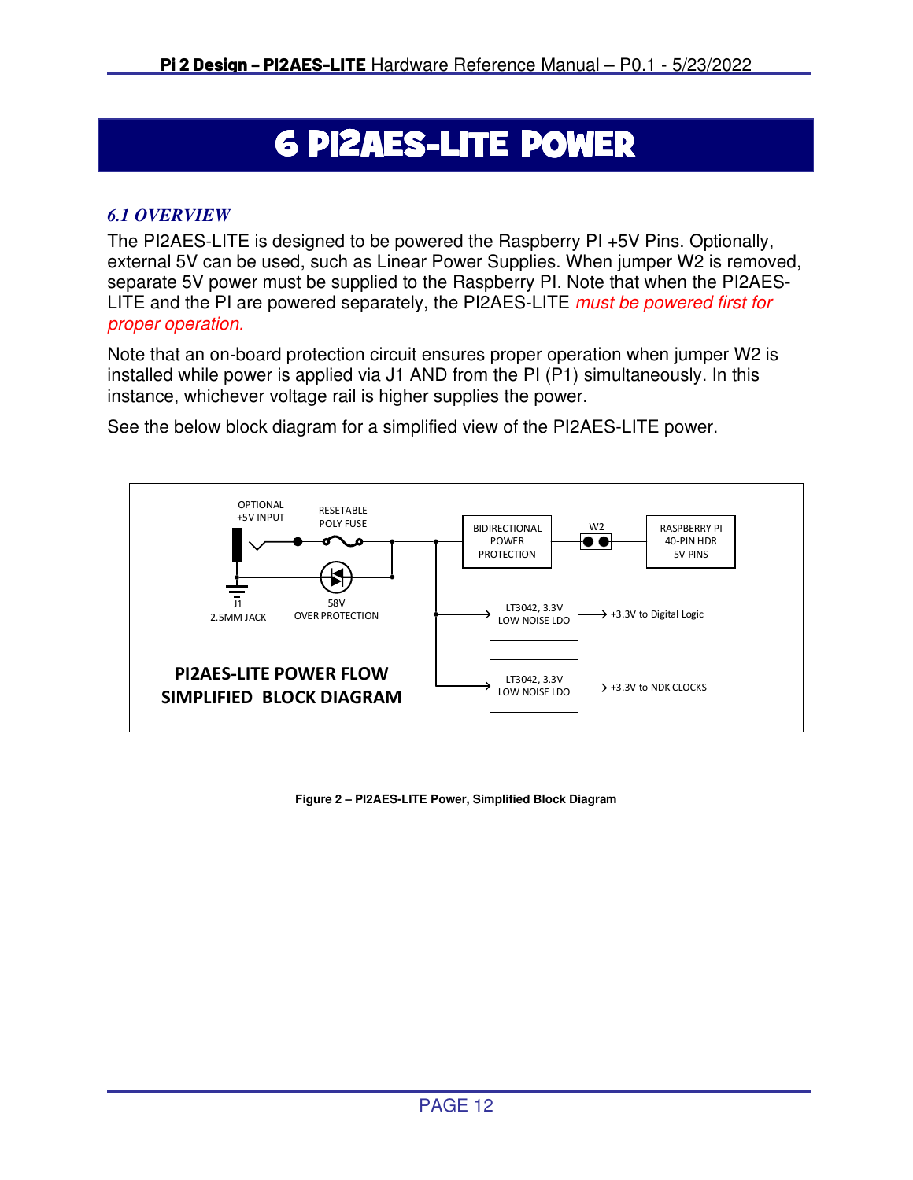# 6 PI2AES-LITE POWER

## *6.1 OVERVIEW*

The PI2AES-LITE is designed to be powered the Raspberry PI +5V Pins. Optionally, external 5V can be used, such as Linear Power Supplies. When jumper W2 is removed, separate 5V power must be supplied to the Raspberry PI. Note that when the PI2AES-LITE and the PI are powered separately, the PI2AES-LITE *must be powered first for proper operation.*

Note that an on-board protection circuit ensures proper operation when jumper W2 is installed while power is applied via J1 AND from the PI (P1) simultaneously. In this instance, whichever voltage rail is higher supplies the power.

See the below block diagram for a simplified view of the PI2AES-LITE power.

OPTIONAL +5V INPUT
RESETABLE POLY FUSE
BIDIRECTIONAL POWER PROTECTION
W2
RASPBERRY PI 40-PIN HDR 5V PINS
J1 2.5MM JACK
58V OVER PROTECTION
LT3042, 3.3V LOW NOISE LDO → +3.3V to Digital Logic
LT3042, 3.3V LOW NOISE LDO → +3.3V to NDK CLOCKS

**PI2AES-LITE POWER FLOW SIMPLIFIED BLOCK DIAGRAM**

**Figure 2 – PI2AES-LITE Power, Simplified Block Diagram**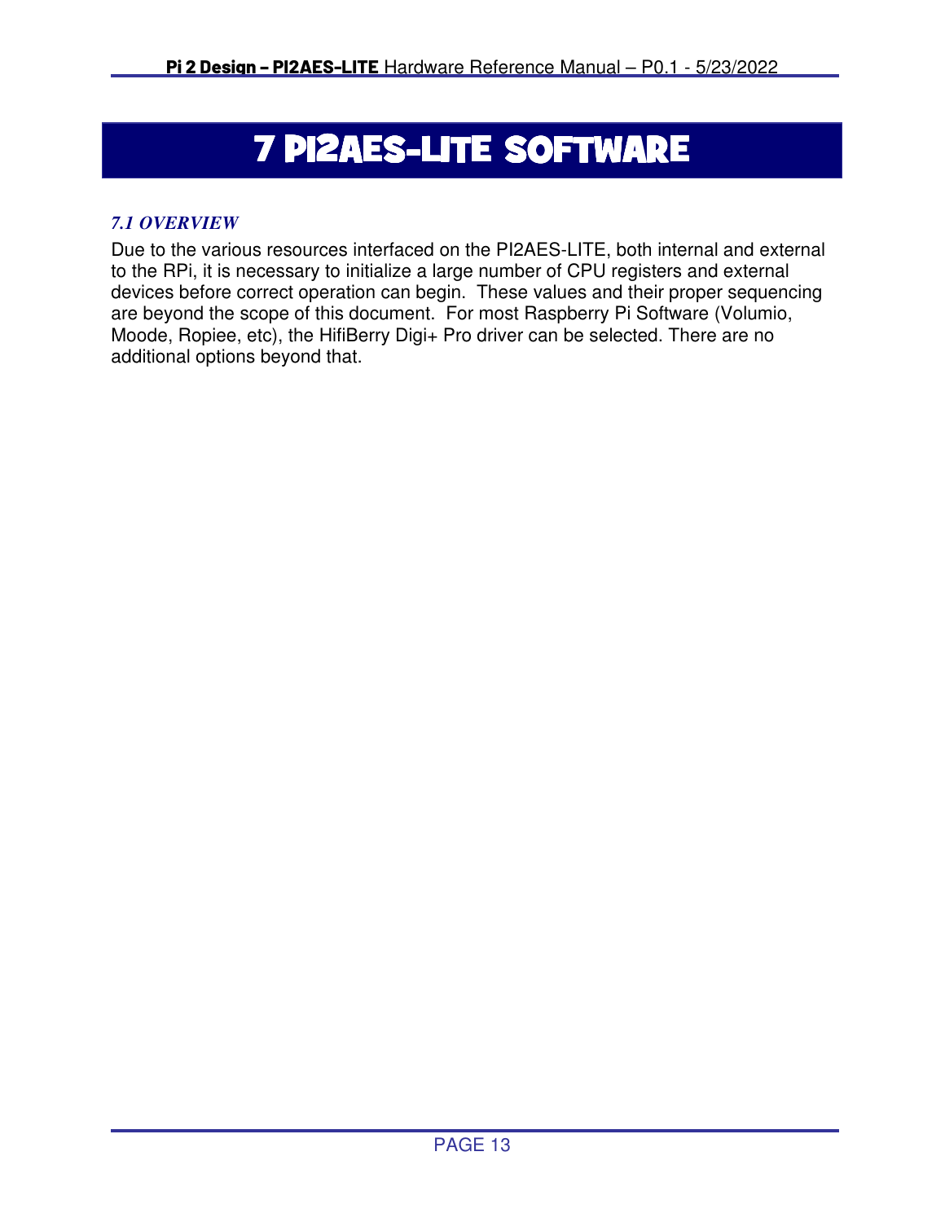# 7 PI2AES-LITE SOFTWARE

### *7.1 OVERVIEW*

Due to the various resources interfaced on the PI2AES-LITE, both internal and external to the RPi, it is necessary to initialize a large number of CPU registers and external devices before correct operation can begin. These values and their proper sequencing are beyond the scope of this document. For most Raspberry Pi Software (Volumio, Moode, Ropiee, etc), the HifiBerry Digi+ Pro driver can be selected. There are no additional options beyond that.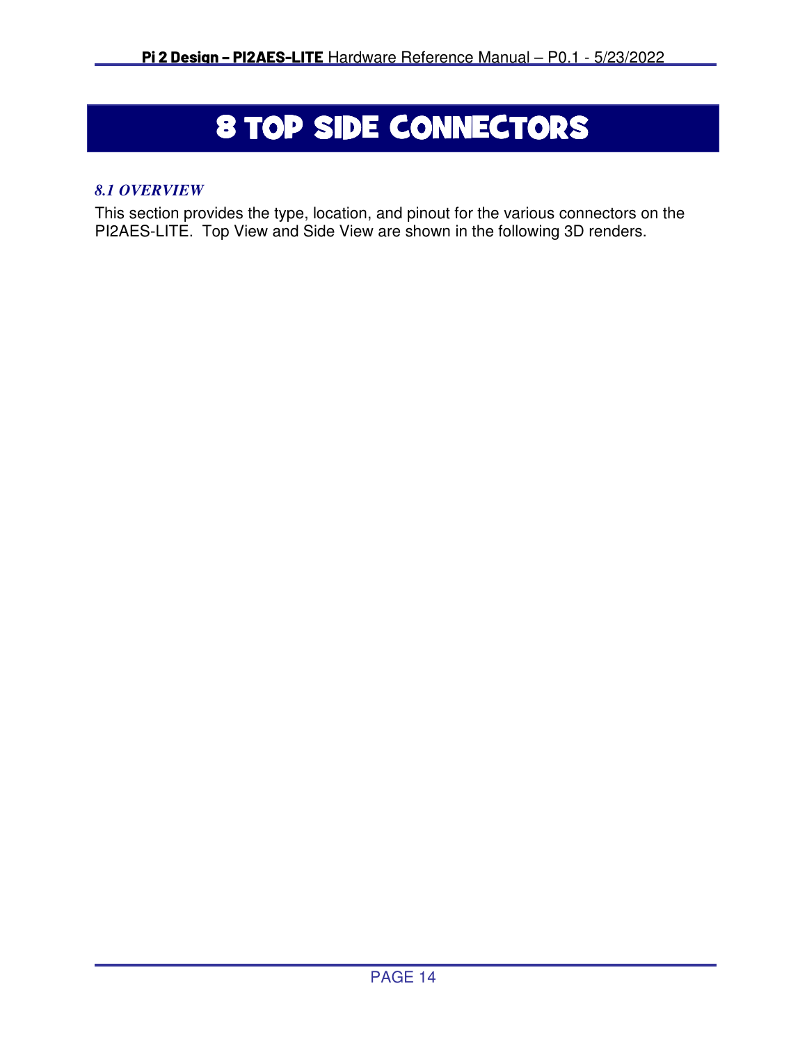# 8 TOP SIDE CONNECTORS

### *8.1 OVERVIEW*

This section provides the type, location, and pinout for the various connectors on the PI2AES-LITE. Top View and Side View are shown in the following 3D renders.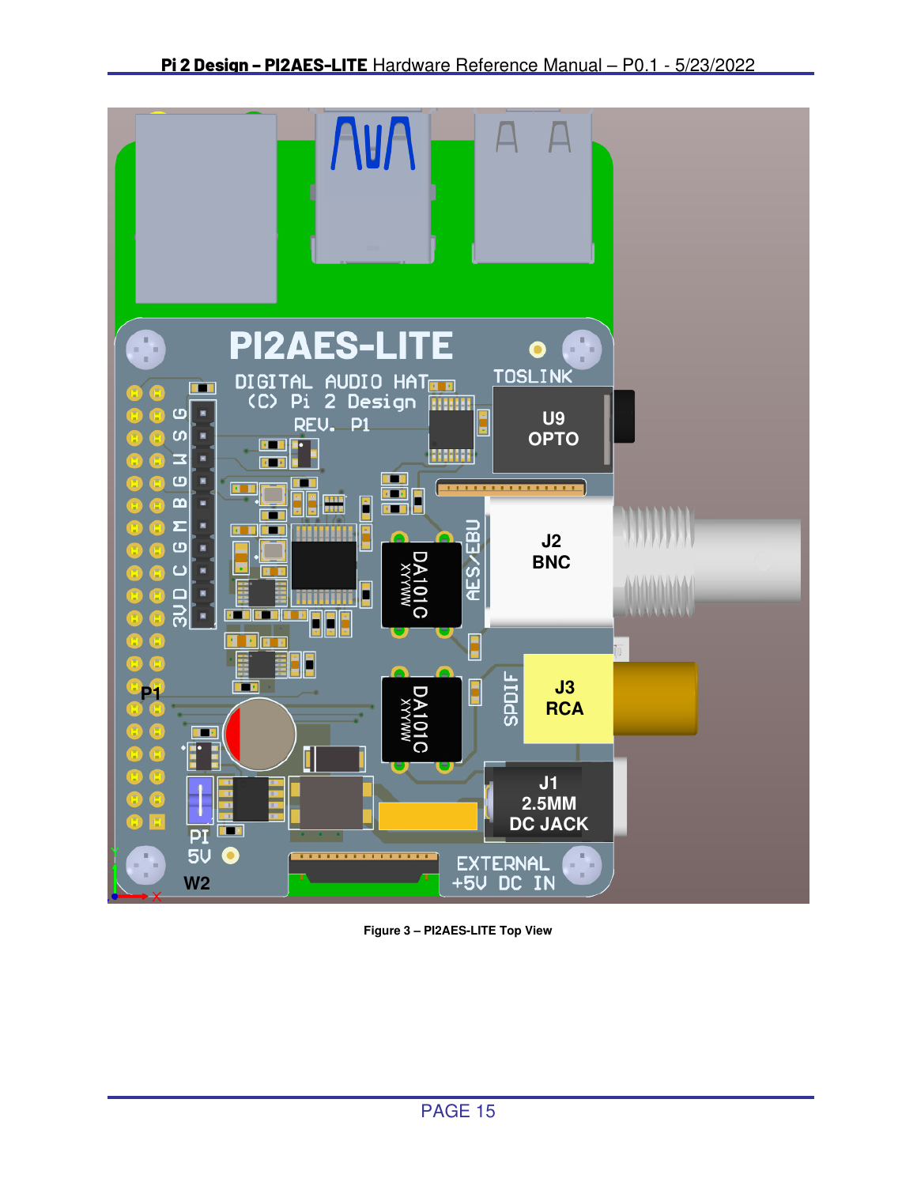Figure 3 – PI2AES-LITE Top View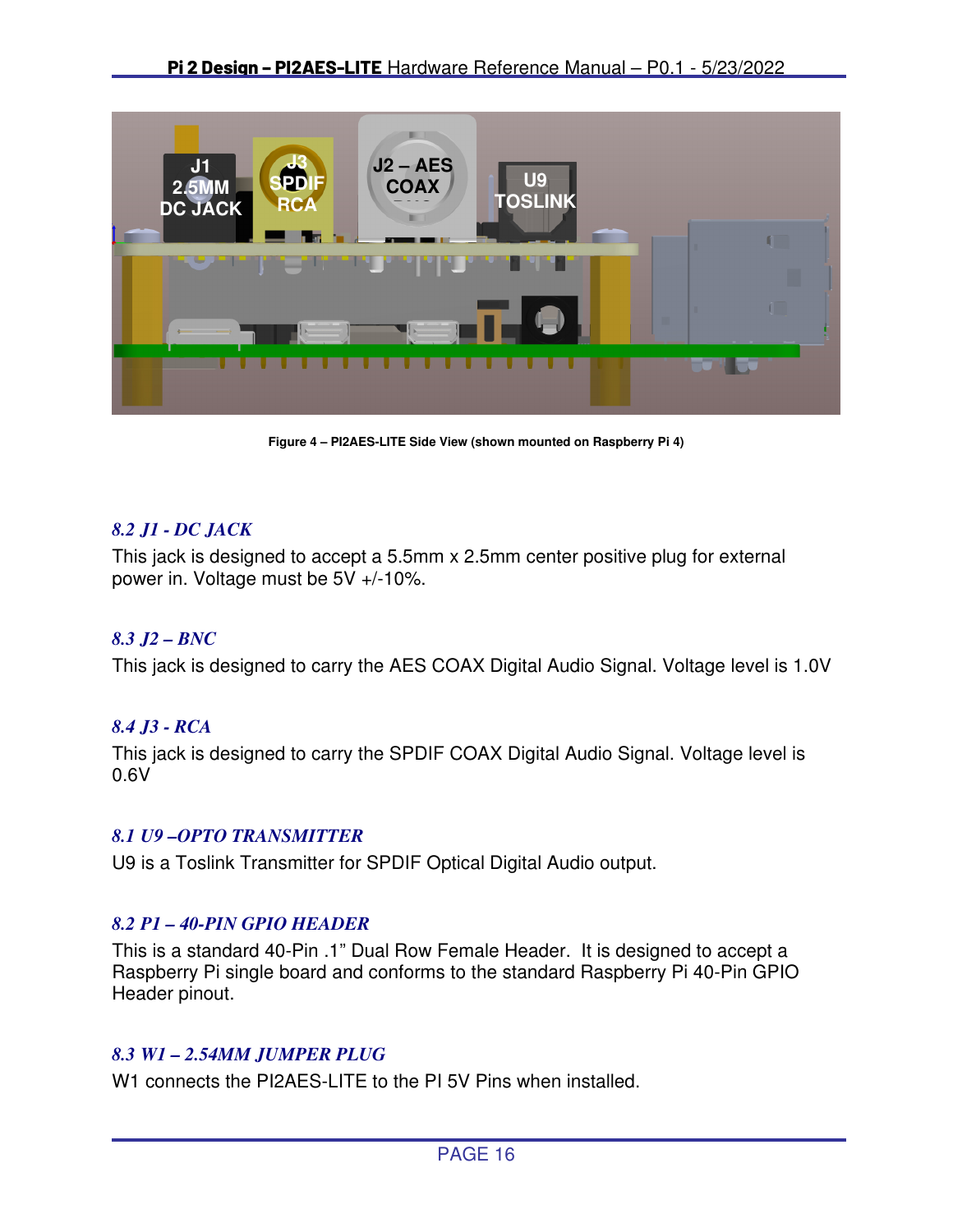Figure 4 – PI2AES-LITE Side View (shown mounted on Raspberry Pi 4)

### *8.2 J1 - DC JACK*

This jack is designed to accept a 5.5mm x 2.5mm center positive plug for external power in. Voltage must be 5V +/-10%.

### *8.3 J2 – BNC*

This jack is designed to carry the AES COAX Digital Audio Signal. Voltage level is 1.0V

### *8.4 J3 - RCA*

This jack is designed to carry the SPDIF COAX Digital Audio Signal. Voltage level is 0.6V

### *8.1 U9 –OPTO TRANSMITTER*

U9 is a Toslink Transmitter for SPDIF Optical Digital Audio output.

### *8.2 P1 – 40-PIN GPIO HEADER*

This is a standard 40-Pin .1" Dual Row Female Header. It is designed to accept a Raspberry Pi single board and conforms to the standard Raspberry Pi 40-Pin GPIO Header pinout.

### *8.3 W1 – 2.54MM JUMPER PLUG*

W1 connects the PI2AES-LITE to the PI 5V Pins when installed.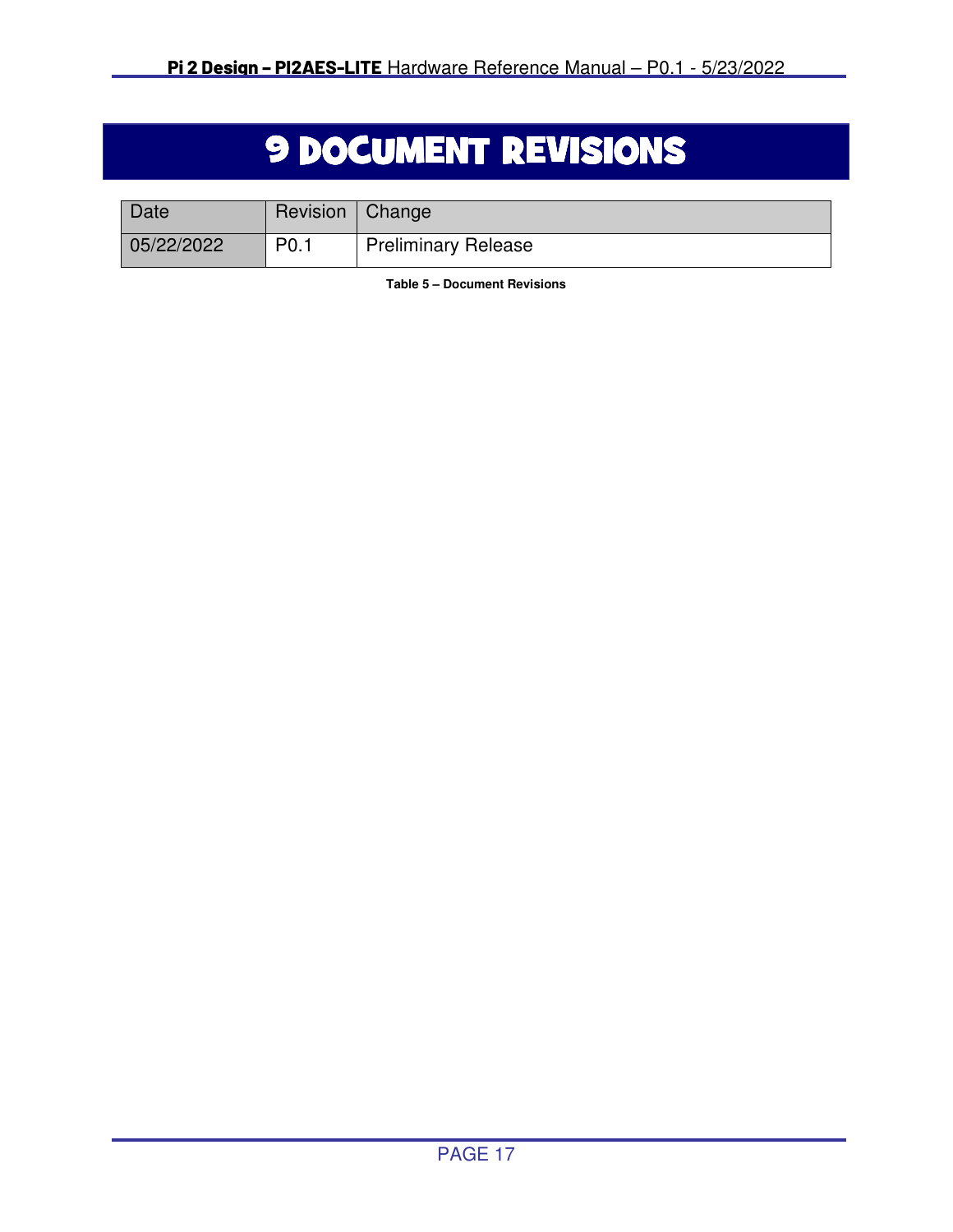# 9 DOCUMENT REVISIONS

| Date | Revision | Change |
|---|---|---|
| 05/22/2022 | P0.1 | Preliminary Release |

**Table 5 – Document Revisions**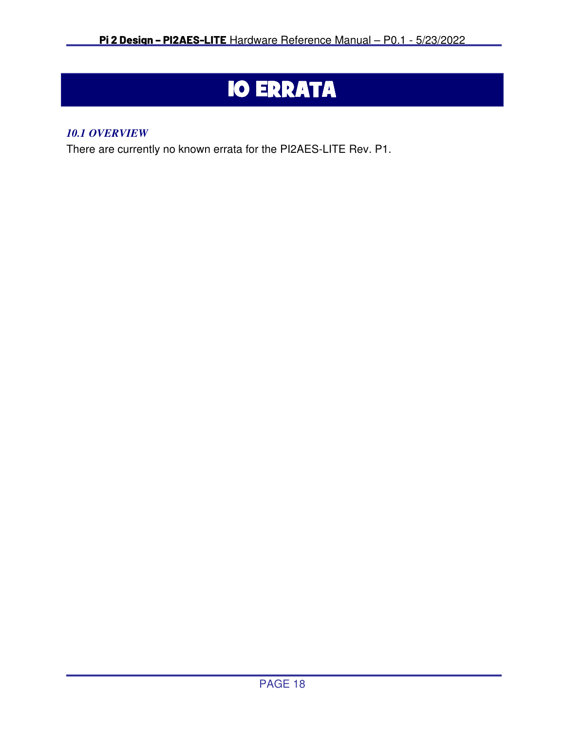# 10 ERRATA

### *10.1 OVERVIEW*

There are currently no known errata for the PI2AES-LITE Rev. P1.